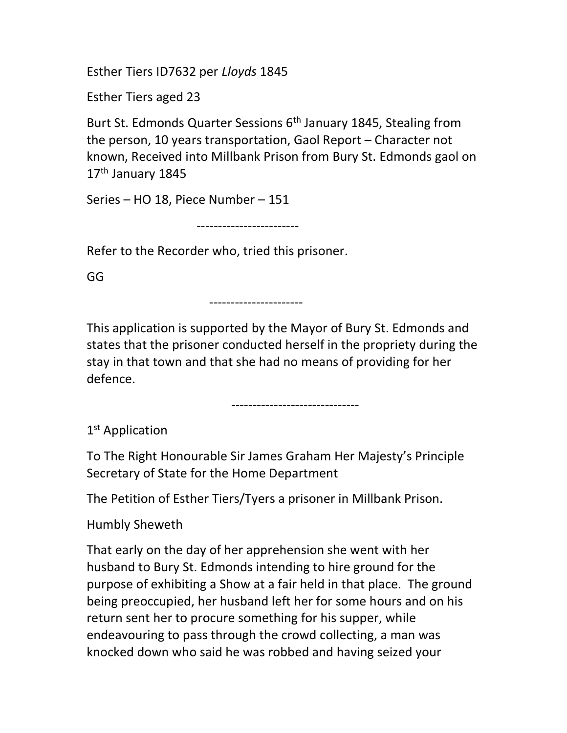Esther Tiers ID7632 per *Lloyds* 1845

Esther Tiers aged 23

Burt St. Edmonds Quarter Sessions 6th January 1845, Stealing from the person, 10 years transportation, Gaol Report – Character not known, Received into Millbank Prison from Bury St. Edmonds gaol on 17th January 1845

Series – HO 18, Piece Number – 151

-----------------------

Refer to the Recorder who, tried this prisoner.

GG

---------------------

This application is supported by the Mayor of Bury St. Edmonds and states that the prisoner conducted herself in the propriety during the stay in that town and that she had no means of providing for her defence.

-----------------------------

1st Application

To The Right Honourable Sir James Graham Her Majesty's Principle Secretary of State for the Home Department

The Petition of Esther Tiers/Tyers a prisoner in Millbank Prison.

Humbly Sheweth

That early on the day of her apprehension she went with her husband to Bury St. Edmonds intending to hire ground for the purpose of exhibiting a Show at a fair held in that place. The ground being preoccupied, her husband left her for some hours and on his return sent her to procure something for his supper, while endeavouring to pass through the crowd collecting, a man was knocked down who said he was robbed and having seized your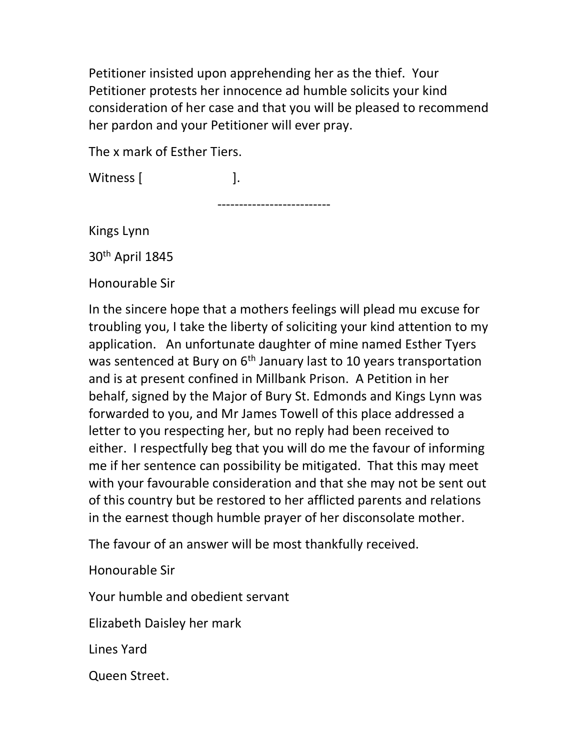Petitioner insisted upon apprehending her as the thief. Your Petitioner protests her innocence ad humble solicits your kind consideration of her case and that you will be pleased to recommend her pardon and your Petitioner will ever pray.

The x mark of Esther Tiers.

Witness [                    ].

--------------------------

Kings Lynn

30th April 1845

Honourable Sir

In the sincere hope that a mothers feelings will plead mu excuse for troubling you, I take the liberty of soliciting your kind attention to my application. An unfortunate daughter of mine named Esther Tyers was sentenced at Bury on 6th January last to 10 years transportation and is at present confined in Millbank Prison. A Petition in her behalf, signed by the Major of Bury St. Edmonds and Kings Lynn was forwarded to you, and Mr James Towell of this place addressed a letter to you respecting her, but no reply had been received to either. I respectfully beg that you will do me the favour of informing me if her sentence can possibility be mitigated. That this may meet with your favourable consideration and that she may not be sent out of this country but be restored to her afflicted parents and relations in the earnest though humble prayer of her disconsolate mother.

The favour of an answer will be most thankfully received.

Honourable Sir

Your humble and obedient servant

Elizabeth Daisley her mark

Lines Yard

Queen Street.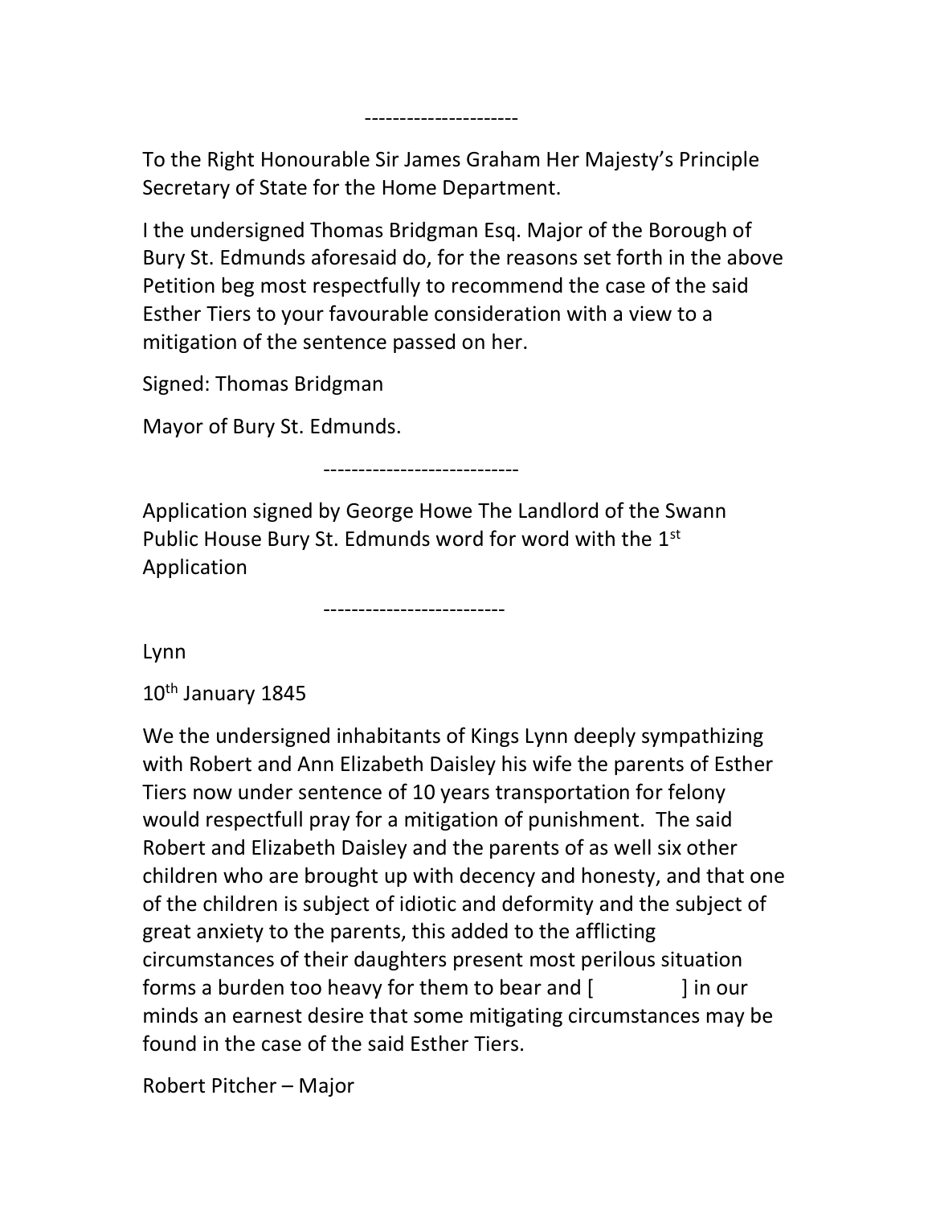----------------------

To the Right Honourable Sir James Graham Her Majesty's Principle Secretary of State for the Home Department.

I the undersigned Thomas Bridgman Esq. Major of the Borough of Bury St. Edmunds aforesaid do, for the reasons set forth in the above Petition beg most respectfully to recommend the case of the said Esther Tiers to your favourable consideration with a view to a mitigation of the sentence passed on her.

Signed: Thomas Bridgman

Mayor of Bury St. Edmunds.

----------------------------

Application signed by George Howe The Landlord of the Swann Public House Bury St. Edmunds word for word with the 1st Application

--------------------------

Lynn

10th January 1845

We the undersigned inhabitants of Kings Lynn deeply sympathizing with Robert and Ann Elizabeth Daisley his wife the parents of Esther Tiers now under sentence of 10 years transportation for felony would respectfull pray for a mitigation of punishment. The said Robert and Elizabeth Daisley and the parents of as well six other children who are brought up with decency and honesty, and that one of the children is subject of idiotic and deformity and the subject of great anxiety to the parents, this added to the afflicting circumstances of their daughters present most perilous situation forms a burden too heavy for them to bear and [ ] in our minds an earnest desire that some mitigating circumstances may be found in the case of the said Esther Tiers.

Robert Pitcher – Major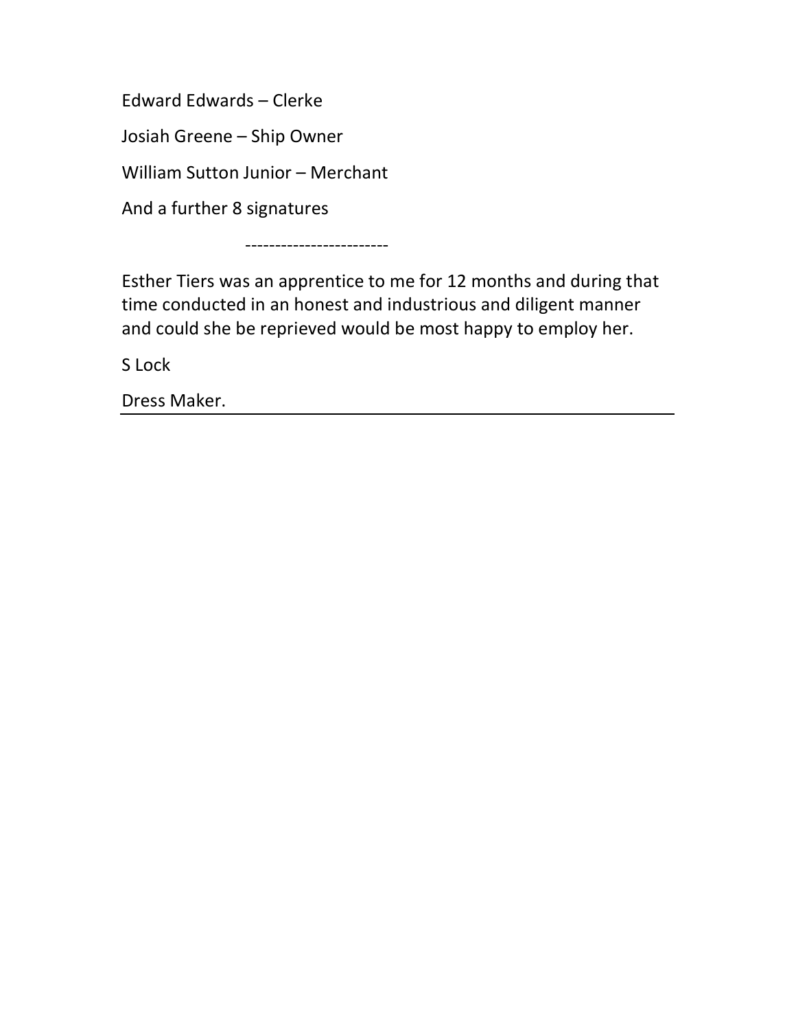Edward Edwards – Clerke

Josiah Greene – Ship Owner

William Sutton Junior – Merchant

And a further 8 signatures

------------------------

Esther Tiers was an apprentice to me for 12 months and during that time conducted in an honest and industrious and diligent manner and could she be reprieved would be most happy to employ her.

S Lock

Dress Maker.